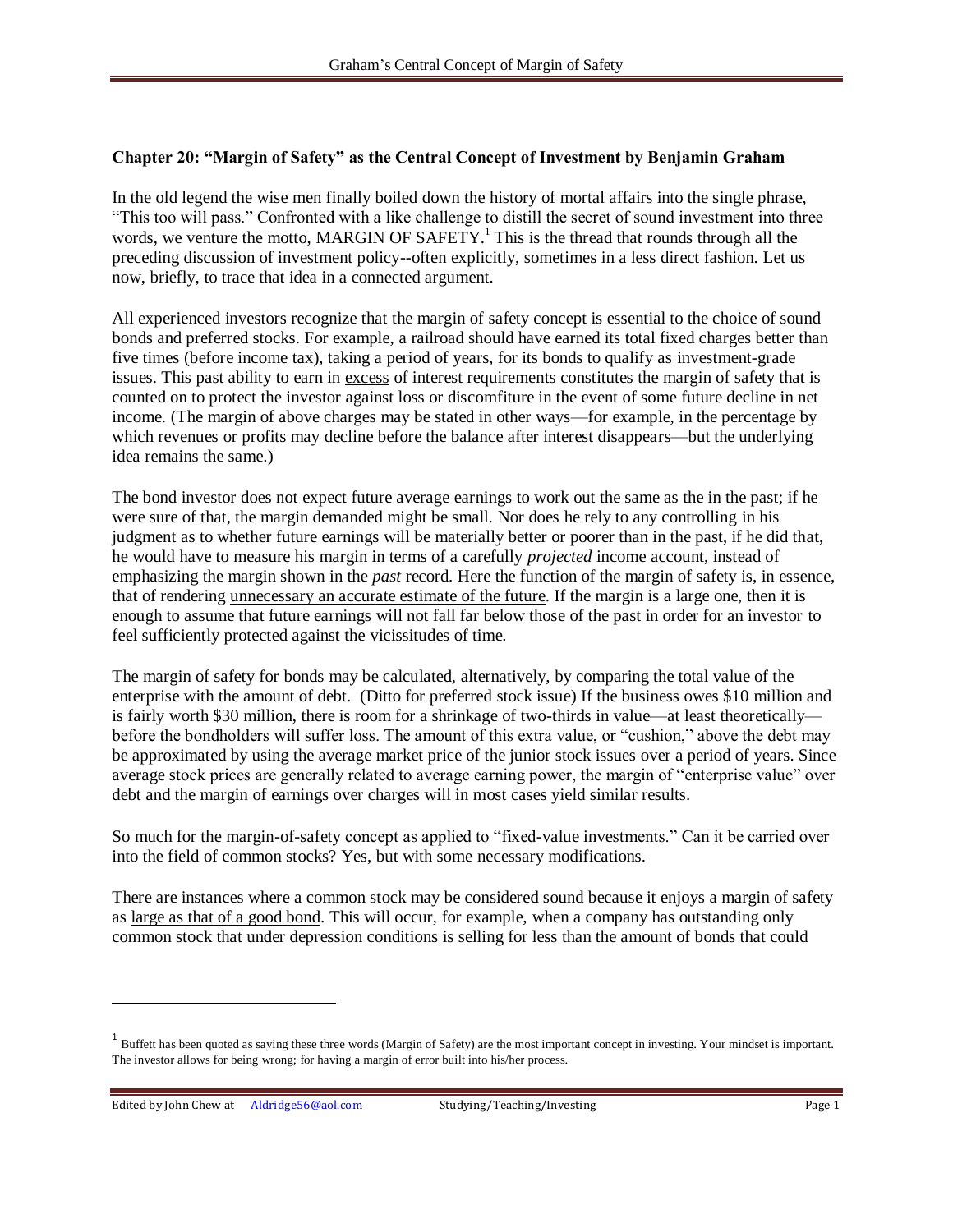**Chapter 20: "Margin of Safety" as the Central Concept of Investment by Benjamin Graham**

In the old legend the wise men finally boiled down the history of mortal affairs into the single phrase, "This too will pass." Confronted with a like challenge to distill the secret of sound investment into three words, we venture the motto, MARGIN OF SAFETY.[1] This is the thread that rounds through all the preceding discussion of investment policy--often explicitly, sometimes in a less direct fashion. Let us now, briefly, to trace that idea in a connected argument.

All experienced investors recognize that the margin of safety concept is essential to the choice of sound bonds and preferred stocks. For example, a railroad should have earned its total fixed charges better than five times (before income tax), taking a period of years, for its bonds to qualify as investment-grade issues. This past ability to earn in excess of interest requirements constitutes the margin of safety that is counted on to protect the investor against loss or discomfiture in the event of some future decline in net income. (The margin of above charges may be stated in other ways—for example, in the percentage by which revenues or profits may decline before the balance after interest disappears—but the underlying idea remains the same.)

The bond investor does not expect future average earnings to work out the same as the in the past; if he were sure of that, the margin demanded might be small. Nor does he rely to any controlling in his judgment as to whether future earnings will be materially better or poorer than in the past, if he did that, he would have to measure his margin in terms of a carefully *projected* income account, instead of emphasizing the margin shown in the *past* record. Here the function of the margin of safety is, in essence, that of rendering unnecessary an accurate estimate of the future. If the margin is a large one, then it is enough to assume that future earnings will not fall far below those of the past in order for an investor to feel sufficiently protected against the vicissitudes of time.

The margin of safety for bonds may be calculated, alternatively, by comparing the total value of the enterprise with the amount of debt. (Ditto for preferred stock issue) If the business owes $10 million and is fairly worth $30 million, there is room for a shrinkage of two-thirds in value—at least theoretically—before the bondholders will suffer loss. The amount of this extra value, or "cushion," above the debt may be approximated by using the average market price of the junior stock issues over a period of years. Since average stock prices are generally related to average earning power, the margin of "enterprise value" over debt and the margin of earnings over charges will in most cases yield similar results.

So much for the margin-of-safety concept as applied to "fixed-value investments." Can it be carried over into the field of common stocks? Yes, but with some necessary modifications.

There are instances where a common stock may be considered sound because it enjoys a margin of safety as large as that of a good bond. This will occur, for example, when a company has outstanding only common stock that under depression conditions is selling for less than the amount of bonds that could

[1] Buffett has been quoted as saying these three words (Margin of Safety) are the most important concept in investing. Your mindset is important. The investor allows for being wrong; for having a margin of error built into his/her process.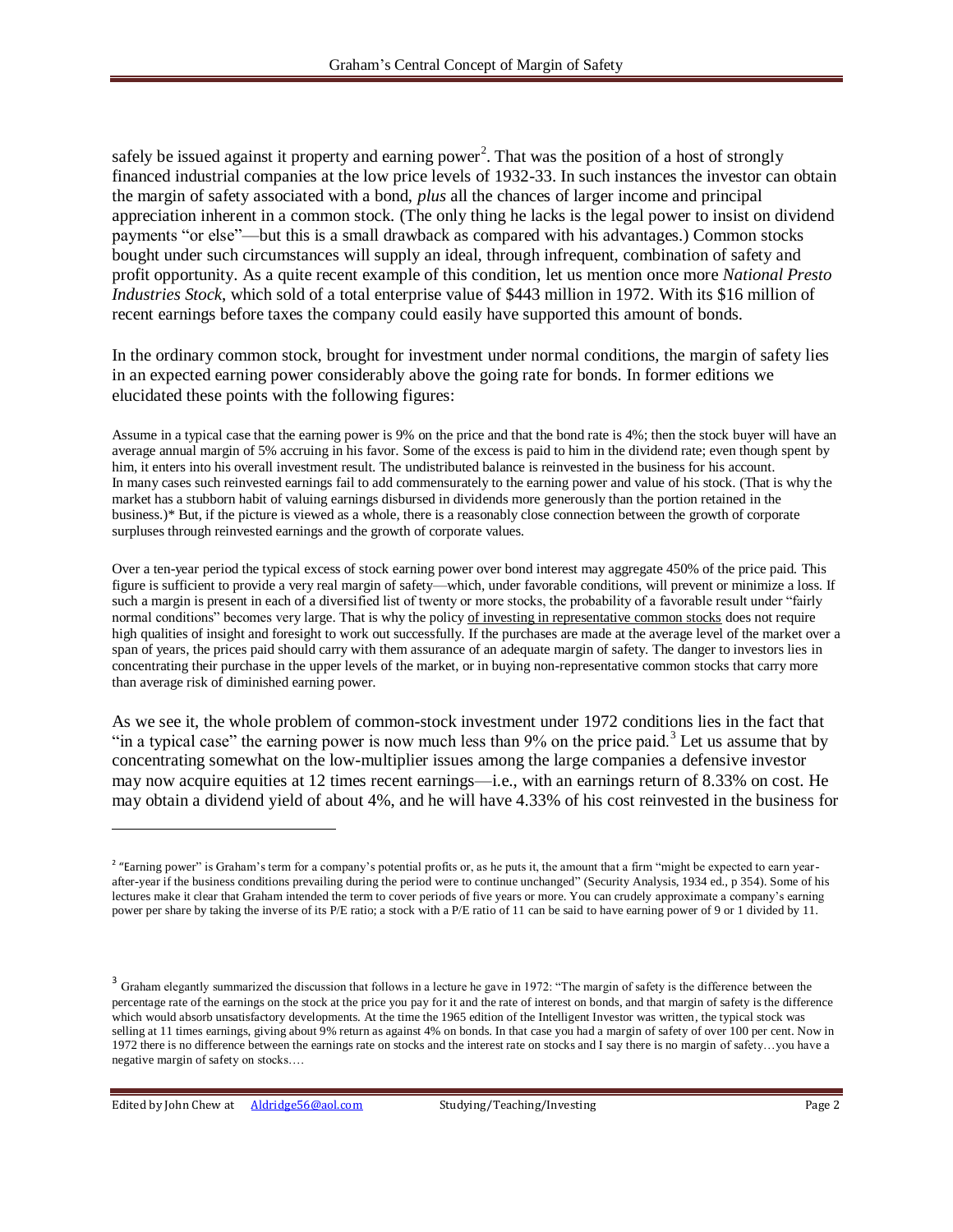safely be issued against it property and earning power[2]. That was the position of a host of strongly financed industrial companies at the low price levels of 1932-33. In such instances the investor can obtain the margin of safety associated with a bond, *plus* all the chances of larger income and principal appreciation inherent in a common stock. (The only thing he lacks is the legal power to insist on dividend payments "or else"—but this is a small drawback as compared with his advantages.) Common stocks bought under such circumstances will supply an ideal, through infrequent, combination of safety and profit opportunity. As a quite recent example of this condition, let us mention once more *National Presto Industries Stock*, which sold of a total enterprise value of $443 million in 1972. With its $16 million of recent earnings before taxes the company could easily have supported this amount of bonds.

In the ordinary common stock, brought for investment under normal conditions, the margin of safety lies in an expected earning power considerably above the going rate for bonds. In former editions we elucidated these points with the following figures:

> Assume in a typical case that the earning power is 9% on the price and that the bond rate is 4%; then the stock buyer will have an average annual margin of 5% accruing in his favor. Some of the excess is paid to him in the dividend rate; even though spent by him, it enters into his overall investment result. The undistributed balance is reinvested in the business for his account. In many cases such reinvested earnings fail to add commensurately to the earning power and value of his stock. (That is why the market has a stubborn habit of valuing earnings disbursed in dividends more generously than the portion retained in the business.)* But, if the picture is viewed as a whole, there is a reasonably close connection between the growth of corporate surpluses through reinvested earnings and the growth of corporate values.
>
> Over a ten-year period the typical excess of stock earning power over bond interest may aggregate 450% of the price paid. This figure is sufficient to provide a very real margin of safety—which, under favorable conditions, will prevent or minimize a loss. If such a margin is present in each of a diversified list of twenty or more stocks, the probability of a favorable result under "fairly normal conditions" becomes very large. That is why the policy <u>of investing in representative common stocks</u> does not require high qualities of insight and foresight to work out successfully. If the purchases are made at the average level of the market over a span of years, the prices paid should carry with them assurance of an adequate margin of safety. The danger to investors lies in concentrating their purchase in the upper levels of the market, or in buying non-representative common stocks that carry more than average risk of diminished earning power.

As we see it, the whole problem of common-stock investment under 1972 conditions lies in the fact that "in a typical case" the earning power is now much less than 9% on the price paid.[3] Let us assume that by concentrating somewhat on the low-multiplier issues among the large companies a defensive investor may now acquire equities at 12 times recent earnings—i.e., with an earnings return of 8.33% on cost. He may obtain a dividend yield of about 4%, and he will have 4.33% of his cost reinvested in the business for

---

[2] "Earning power" is Graham's term for a company's potential profits or, as he puts it, the amount that a firm "might be expected to earn year-after-year if the business conditions prevailing during the period were to continue unchanged" (Security Analysis, 1934 ed., p 354). Some of his lectures make it clear that Graham intended the term to cover periods of five years or more. You can crudely approximate a company's earning power per share by taking the inverse of its P/E ratio; a stock with a P/E ratio of 11 can be said to have earning power of 9 or 1 divided by 11.

[3] Graham elegantly summarized the discussion that follows in a lecture he gave in 1972: "The margin of safety is the difference between the percentage rate of the earnings on the stock at the price you pay for it and the rate of interest on bonds, and that margin of safety is the difference which would absorb unsatisfactory developments. At the time the 1965 edition of the Intelligent Investor was written, the typical stock was selling at 11 times earnings, giving about 9% return as against 4% on bonds. In that case you had a margin of safety of over 100 per cent. Now in 1972 there is no difference between the earnings rate on stocks and the interest rate on stocks and I say there is no margin of safety…you have a negative margin of safety on stocks….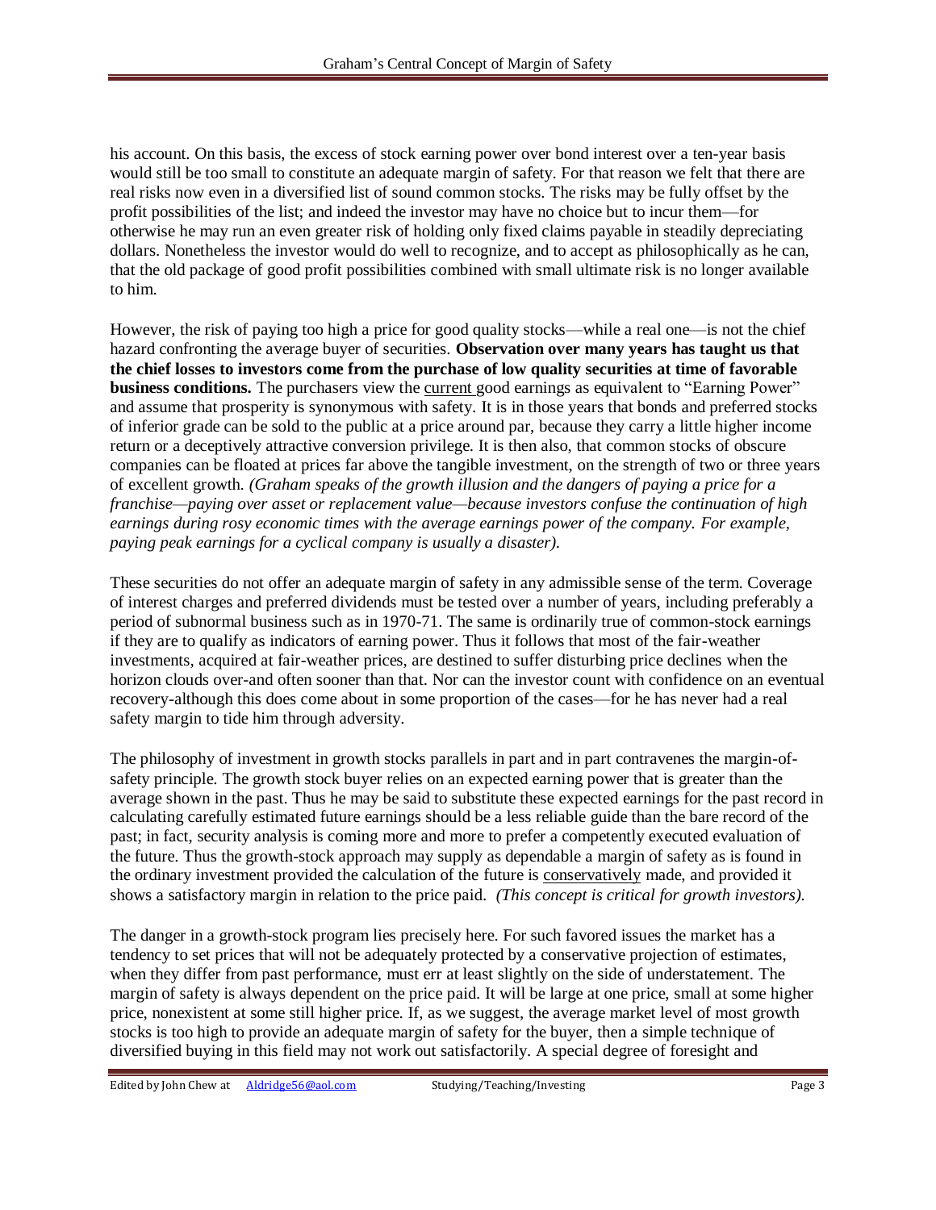his account. On this basis, the excess of stock earning power over bond interest over a ten-year basis would still be too small to constitute an adequate margin of safety. For that reason we felt that there are real risks now even in a diversified list of sound common stocks. The risks may be fully offset by the profit possibilities of the list; and indeed the investor may have no choice but to incur them—for otherwise he may run an even greater risk of holding only fixed claims payable in steadily depreciating dollars. Nonetheless the investor would do well to recognize, and to accept as philosophically as he can, that the old package of good profit possibilities combined with small ultimate risk is no longer available to him.

However, the risk of paying too high a price for good quality stocks—while a real one—is not the chief hazard confronting the average buyer of securities. **Observation over many years has taught us that the chief losses to investors come from the purchase of low quality securities at time of favorable business conditions.** The purchasers view the current good earnings as equivalent to "Earning Power" and assume that prosperity is synonymous with safety. It is in those years that bonds and preferred stocks of inferior grade can be sold to the public at a price around par, because they carry a little higher income return or a deceptively attractive conversion privilege. It is then also, that common stocks of obscure companies can be floated at prices far above the tangible investment, on the strength of two or three years of excellent growth. *(Graham speaks of the growth illusion and the dangers of paying a price for a franchise—paying over asset or replacement value—because investors confuse the continuation of high earnings during rosy economic times with the average earnings power of the company. For example, paying peak earnings for a cyclical company is usually a disaster).*

These securities do not offer an adequate margin of safety in any admissible sense of the term. Coverage of interest charges and preferred dividends must be tested over a number of years, including preferably a period of subnormal business such as in 1970-71. The same is ordinarily true of common-stock earnings if they are to qualify as indicators of earning power. Thus it follows that most of the fair-weather investments, acquired at fair-weather prices, are destined to suffer disturbing price declines when the horizon clouds over-and often sooner than that. Nor can the investor count with confidence on an eventual recovery-although this does come about in some proportion of the cases—for he has never had a real safety margin to tide him through adversity.

The philosophy of investment in growth stocks parallels in part and in part contravenes the margin-of-safety principle. The growth stock buyer relies on an expected earning power that is greater than the average shown in the past. Thus he may be said to substitute these expected earnings for the past record in calculating carefully estimated future earnings should be a less reliable guide than the bare record of the past; in fact, security analysis is coming more and more to prefer a competently executed evaluation of the future. Thus the growth-stock approach may supply as dependable a margin of safety as is found in the ordinary investment provided the calculation of the future is conservatively made, and provided it shows a satisfactory margin in relation to the price paid. *(This concept is critical for growth investors).*

The danger in a growth-stock program lies precisely here. For such favored issues the market has a tendency to set prices that will not be adequately protected by a conservative projection of estimates, when they differ from past performance, must err at least slightly on the side of understatement. The margin of safety is always dependent on the price paid. It will be large at one price, small at some higher price, nonexistent at some still higher price. If, as we suggest, the average market level of most growth stocks is too high to provide an adequate margin of safety for the buyer, then a simple technique of diversified buying in this field may not work out satisfactorily. A special degree of foresight and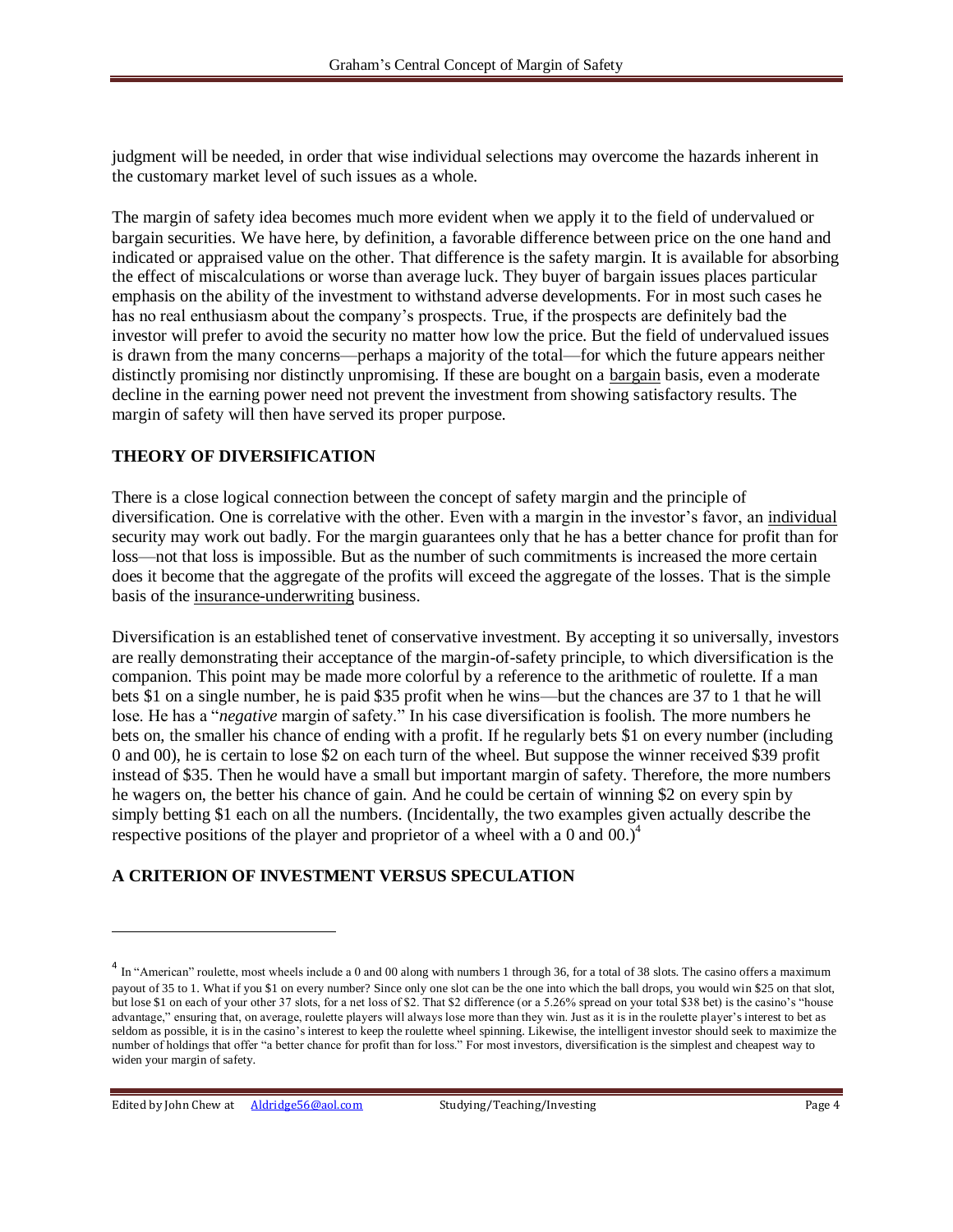judgment will be needed, in order that wise individual selections may overcome the hazards inherent in the customary market level of such issues as a whole.

The margin of safety idea becomes much more evident when we apply it to the field of undervalued or bargain securities. We have here, by definition, a favorable difference between price on the one hand and indicated or appraised value on the other. That difference is the safety margin. It is available for absorbing the effect of miscalculations or worse than average luck. They buyer of bargain issues places particular emphasis on the ability of the investment to withstand adverse developments. For in most such cases he has no real enthusiasm about the company's prospects. True, if the prospects are definitely bad the investor will prefer to avoid the security no matter how low the price. But the field of undervalued issues is drawn from the many concerns—perhaps a majority of the total—for which the future appears neither distinctly promising nor distinctly unpromising. If these are bought on a bargain basis, even a moderate decline in the earning power need not prevent the investment from showing satisfactory results. The margin of safety will then have served its proper purpose.

## THEORY OF DIVERSIFICATION

There is a close logical connection between the concept of safety margin and the principle of diversification. One is correlative with the other. Even with a margin in the investor's favor, an individual security may work out badly. For the margin guarantees only that he has a better chance for profit than for loss—not that loss is impossible. But as the number of such commitments is increased the more certain does it become that the aggregate of the profits will exceed the aggregate of the losses. That is the simple basis of the insurance-underwriting business.

Diversification is an established tenet of conservative investment. By accepting it so universally, investors are really demonstrating their acceptance of the margin-of-safety principle, to which diversification is the companion. This point may be made more colorful by a reference to the arithmetic of roulette. If a man bets $1 on a single number, he is paid $35 profit when he wins—but the chances are 37 to 1 that he will lose. He has a "*negative* margin of safety." In his case diversification is foolish. The more numbers he bets on, the smaller his chance of ending with a profit. If he regularly bets $1 on every number (including 0 and 00), he is certain to lose $2 on each turn of the wheel. But suppose the winner received $39 profit instead of $35. Then he would have a small but important margin of safety. Therefore, the more numbers he wagers on, the better his chance of gain. And he could be certain of winning $2 on every spin by simply betting $1 each on all the numbers. (Incidentally, the two examples given actually describe the respective positions of the player and proprietor of a wheel with a 0 and 00.)[4]

## A CRITERION OF INVESTMENT VERSUS SPECULATION

---

[4] In "American" roulette, most wheels include a 0 and 00 along with numbers 1 through 36, for a total of 38 slots. The casino offers a maximum payout of 35 to 1. What if you $1 on every number? Since only one slot can be the one into which the ball drops, you would win $25 on that slot, but lose $1 on each of your other 37 slots, for a net loss of $2. That $2 difference (or a 5.26% spread on your total $38 bet) is the casino's "house advantage," ensuring that, on average, roulette players will always lose more than they win. Just as it is in the roulette player's interest to bet as seldom as possible, it is in the casino's interest to keep the roulette wheel spinning. Likewise, the intelligent investor should seek to maximize the number of holdings that offer "a better chance for profit than for loss." For most investors, diversification is the simplest and cheapest way to widen your margin of safety.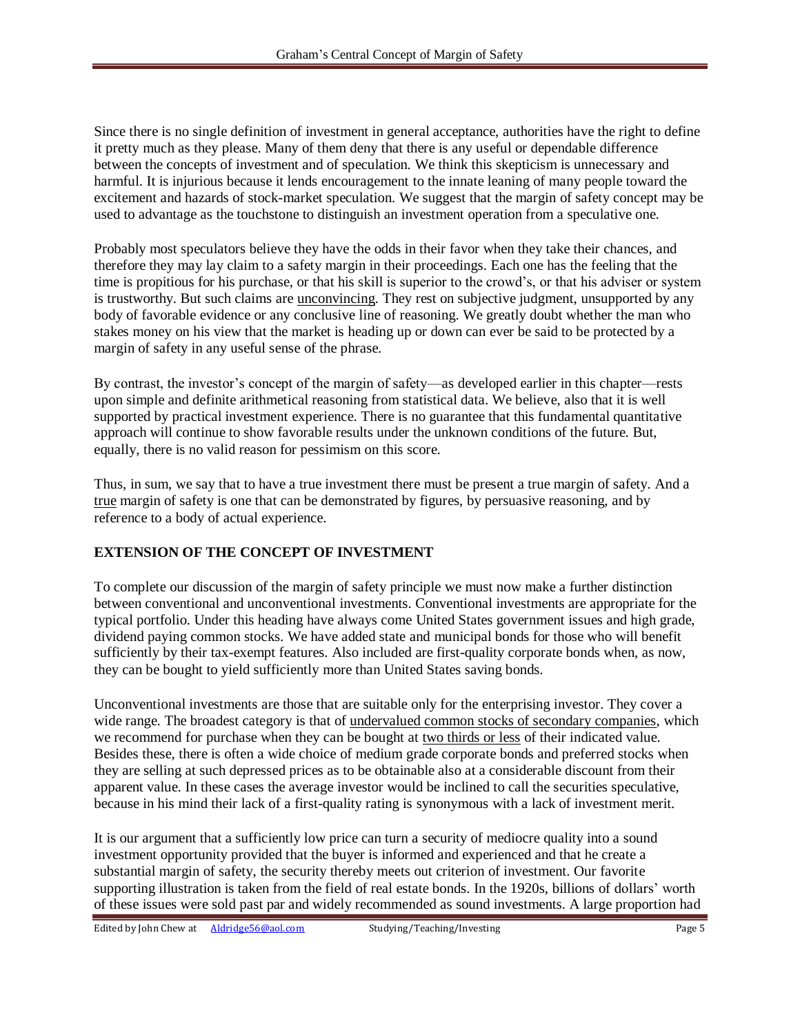Since there is no single definition of investment in general acceptance, authorities have the right to define it pretty much as they please. Many of them deny that there is any useful or dependable difference between the concepts of investment and of speculation. We think this skepticism is unnecessary and harmful. It is injurious because it lends encouragement to the innate leaning of many people toward the excitement and hazards of stock-market speculation. We suggest that the margin of safety concept may be used to advantage as the touchstone to distinguish an investment operation from a speculative one.

Probably most speculators believe they have the odds in their favor when they take their chances, and therefore they may lay claim to a safety margin in their proceedings. Each one has the feeling that the time is propitious for his purchase, or that his skill is superior to the crowd's, or that his adviser or system is trustworthy. But such claims are unconvincing. They rest on subjective judgment, unsupported by any body of favorable evidence or any conclusive line of reasoning. We greatly doubt whether the man who stakes money on his view that the market is heading up or down can ever be said to be protected by a margin of safety in any useful sense of the phrase.

By contrast, the investor's concept of the margin of safety—as developed earlier in this chapter—rests upon simple and definite arithmetical reasoning from statistical data. We believe, also that it is well supported by practical investment experience. There is no guarantee that this fundamental quantitative approach will continue to show favorable results under the unknown conditions of the future. But, equally, there is no valid reason for pessimism on this score.

Thus, in sum, we say that to have a true investment there must be present a true margin of safety. And a true margin of safety is one that can be demonstrated by figures, by persuasive reasoning, and by reference to a body of actual experience.

## EXTENSION OF THE CONCEPT OF INVESTMENT

To complete our discussion of the margin of safety principle we must now make a further distinction between conventional and unconventional investments. Conventional investments are appropriate for the typical portfolio. Under this heading have always come United States government issues and high grade, dividend paying common stocks. We have added state and municipal bonds for those who will benefit sufficiently by their tax-exempt features. Also included are first-quality corporate bonds when, as now, they can be bought to yield sufficiently more than United States saving bonds.

Unconventional investments are those that are suitable only for the enterprising investor. They cover a wide range. The broadest category is that of undervalued common stocks of secondary companies, which we recommend for purchase when they can be bought at two thirds or less of their indicated value. Besides these, there is often a wide choice of medium grade corporate bonds and preferred stocks when they are selling at such depressed prices as to be obtainable also at a considerable discount from their apparent value. In these cases the average investor would be inclined to call the securities speculative, because in his mind their lack of a first-quality rating is synonymous with a lack of investment merit.

It is our argument that a sufficiently low price can turn a security of mediocre quality into a sound investment opportunity provided that the buyer is informed and experienced and that he create a substantial margin of safety, the security thereby meets out criterion of investment. Our favorite supporting illustration is taken from the field of real estate bonds. In the 1920s, billions of dollars' worth of these issues were sold past par and widely recommended as sound investments. A large proportion had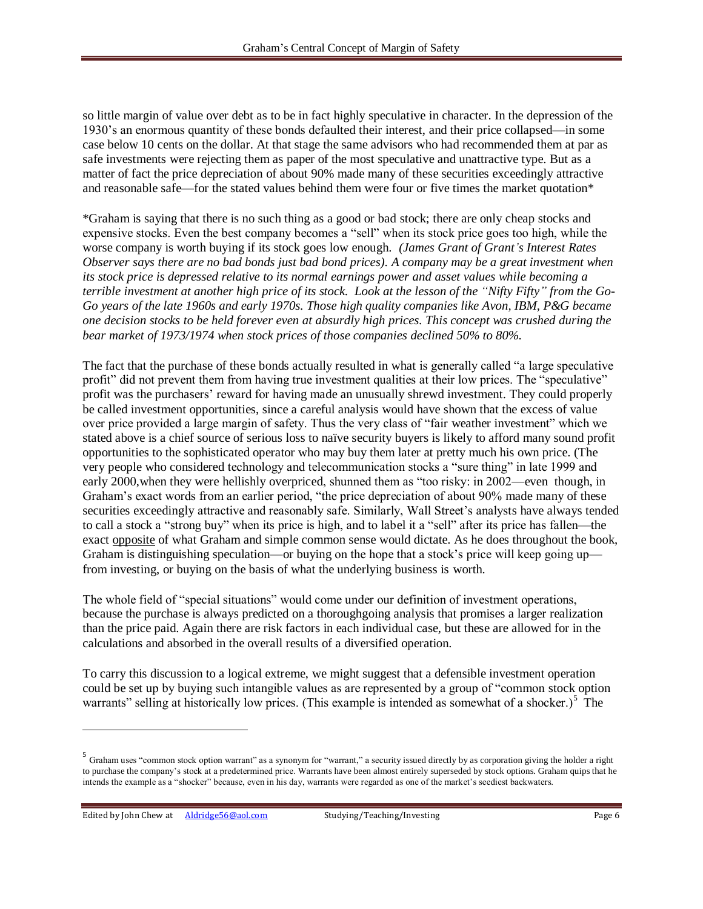so little margin of value over debt as to be in fact highly speculative in character. In the depression of the 1930's an enormous quantity of these bonds defaulted their interest, and their price collapsed—in some case below 10 cents on the dollar. At that stage the same advisors who had recommended them at par as safe investments were rejecting them as paper of the most speculative and unattractive type. But as a matter of fact the price depreciation of about 90% made many of these securities exceedingly attractive and reasonable safe—for the stated values behind them were four or five times the market quotation*

*Graham is saying that there is no such thing as a good or bad stock; there are only cheap stocks and expensive stocks. Even the best company becomes a "sell" when its stock price goes too high, while the worse company is worth buying if its stock goes low enough. *(James Grant of Grant's Interest Rates Observer says there are no bad bonds just bad bond prices). A company may be a great investment when its stock price is depressed relative to its normal earnings power and asset values while becoming a terrible investment at another high price of its stock. Look at the lesson of the "Nifty Fifty" from the Go-Go years of the late 1960s and early 1970s. Those high quality companies like Avon, IBM, P&G became one decision stocks to be held forever even at absurdly high prices. This concept was crushed during the bear market of 1973/1974 when stock prices of those companies declined 50% to 80%.*

The fact that the purchase of these bonds actually resulted in what is generally called "a large speculative profit" did not prevent them from having true investment qualities at their low prices. The "speculative" profit was the purchasers' reward for having made an unusually shrewd investment. They could properly be called investment opportunities, since a careful analysis would have shown that the excess of value over price provided a large margin of safety. Thus the very class of "fair weather investment" which we stated above is a chief source of serious loss to naïve security buyers is likely to afford many sound profit opportunities to the sophisticated operator who may buy them later at pretty much his own price. (The very people who considered technology and telecommunication stocks a "sure thing" in late 1999 and early 2000,when they were hellishly overpriced, shunned them as "too risky: in 2002—even though, in Graham's exact words from an earlier period, "the price depreciation of about 90% made many of these securities exceedingly attractive and reasonably safe. Similarly, Wall Street's analysts have always tended to call a stock a "strong buy" when its price is high, and to label it a "sell" after its price has fallen—the exact opposite of what Graham and simple common sense would dictate. As he does throughout the book, Graham is distinguishing speculation—or buying on the hope that a stock's price will keep going up—from investing, or buying on the basis of what the underlying business is worth.

The whole field of "special situations" would come under our definition of investment operations, because the purchase is always predicted on a thoroughgoing analysis that promises a larger realization than the price paid. Again there are risk factors in each individual case, but these are allowed for in the calculations and absorbed in the overall results of a diversified operation.

To carry this discussion to a logical extreme, we might suggest that a defensible investment operation could be set up by buying such intangible values as are represented by a group of "common stock option warrants" selling at historically low prices. (This example is intended as somewhat of a shocker.)[5] The

[5] Graham uses "common stock option warrant" as a synonym for "warrant," a security issued directly by as corporation giving the holder a right to purchase the company's stock at a predetermined price. Warrants have been almost entirely superseded by stock options. Graham quips that he intends the example as a "shocker" because, even in his day, warrants were regarded as one of the market's seediest backwaters.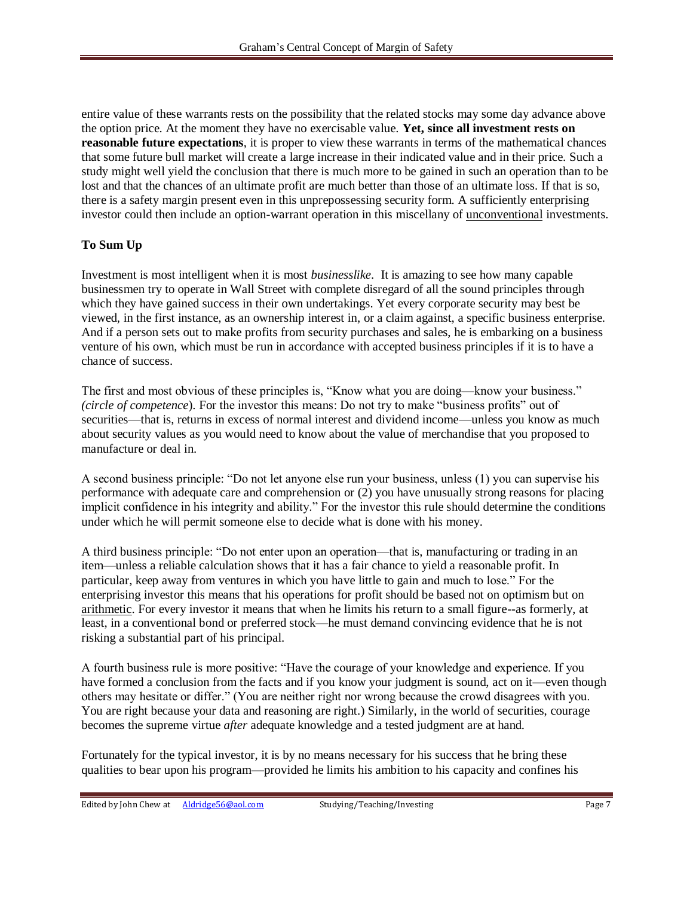entire value of these warrants rests on the possibility that the related stocks may some day advance above the option price. At the moment they have no exercisable value. **Yet, since all investment rests on reasonable future expectations**, it is proper to view these warrants in terms of the mathematical chances that some future bull market will create a large increase in their indicated value and in their price. Such a study might well yield the conclusion that there is much more to be gained in such an operation than to be lost and that the chances of an ultimate profit are much better than those of an ultimate loss. If that is so, there is a safety margin present even in this unprepossessing security form. A sufficiently enterprising investor could then include an option-warrant operation in this miscellany of unconventional investments.

**To Sum Up**

Investment is most intelligent when it is most *businesslike*. It is amazing to see how many capable businessmen try to operate in Wall Street with complete disregard of all the sound principles through which they have gained success in their own undertakings. Yet every corporate security may best be viewed, in the first instance, as an ownership interest in, or a claim against, a specific business enterprise. And if a person sets out to make profits from security purchases and sales, he is embarking on a business venture of his own, which must be run in accordance with accepted business principles if it is to have a chance of success.

The first and most obvious of these principles is, "Know what you are doing—know your business." *(circle of competence*). For the investor this means: Do not try to make "business profits" out of securities—that is, returns in excess of normal interest and dividend income—unless you know as much about security values as you would need to know about the value of merchandise that you proposed to manufacture or deal in.

A second business principle: "Do not let anyone else run your business, unless (1) you can supervise his performance with adequate care and comprehension or (2) you have unusually strong reasons for placing implicit confidence in his integrity and ability." For the investor this rule should determine the conditions under which he will permit someone else to decide what is done with his money.

A third business principle: "Do not enter upon an operation—that is, manufacturing or trading in an item—unless a reliable calculation shows that it has a fair chance to yield a reasonable profit. In particular, keep away from ventures in which you have little to gain and much to lose." For the enterprising investor this means that his operations for profit should be based not on optimism but on arithmetic. For every investor it means that when he limits his return to a small figure--as formerly, at least, in a conventional bond or preferred stock—he must demand convincing evidence that he is not risking a substantial part of his principal.

A fourth business rule is more positive: "Have the courage of your knowledge and experience. If you have formed a conclusion from the facts and if you know your judgment is sound, act on it—even though others may hesitate or differ." (You are neither right nor wrong because the crowd disagrees with you. You are right because your data and reasoning are right.) Similarly, in the world of securities, courage becomes the supreme virtue *after* adequate knowledge and a tested judgment are at hand.

Fortunately for the typical investor, it is by no means necessary for his success that he bring these qualities to bear upon his program—provided he limits his ambition to his capacity and confines his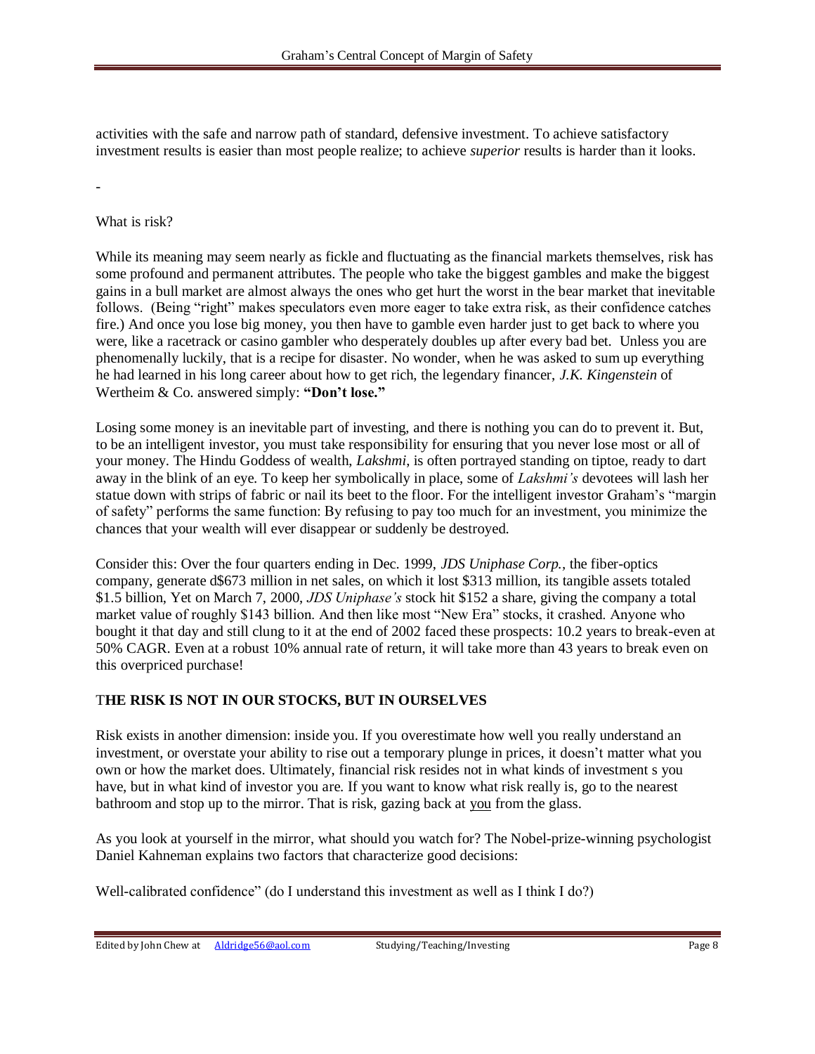activities with the safe and narrow path of standard, defensive investment. To achieve satisfactory investment results is easier than most people realize; to achieve *superior* results is harder than it looks.

-

What is risk?

While its meaning may seem nearly as fickle and fluctuating as the financial markets themselves, risk has some profound and permanent attributes. The people who take the biggest gambles and make the biggest gains in a bull market are almost always the ones who get hurt the worst in the bear market that inevitable follows. (Being "right" makes speculators even more eager to take extra risk, as their confidence catches fire.) And once you lose big money, you then have to gamble even harder just to get back to where you were, like a racetrack or casino gambler who desperately doubles up after every bad bet. Unless you are phenomenally luckily, that is a recipe for disaster. No wonder, when he was asked to sum up everything he had learned in his long career about how to get rich, the legendary financer, *J.K. Kingenstein* of Wertheim & Co. answered simply: **"Don't lose."**

Losing some money is an inevitable part of investing, and there is nothing you can do to prevent it. But, to be an intelligent investor, you must take responsibility for ensuring that you never lose most or all of your money. The Hindu Goddess of wealth, *Lakshmi*, is often portrayed standing on tiptoe, ready to dart away in the blink of an eye. To keep her symbolically in place, some of *Lakshmi's* devotees will lash her statue down with strips of fabric or nail its beet to the floor. For the intelligent investor Graham's "margin of safety" performs the same function: By refusing to pay too much for an investment, you minimize the chances that your wealth will ever disappear or suddenly be destroyed.

Consider this: Over the four quarters ending in Dec. 1999, *JDS Uniphase Corp.*, the fiber-optics company, generate d$673 million in net sales, on which it lost $313 million, its tangible assets totaled $1.5 billion, Yet on March 7, 2000, *JDS Uniphase's* stock hit $152 a share, giving the company a total market value of roughly $143 billion. And then like most "New Era" stocks, it crashed. Anyone who bought it that day and still clung to it at the end of 2002 faced these prospects: 10.2 years to break-even at 50% CAGR. Even at a robust 10% annual rate of return, it will take more than 43 years to break even on this overpriced purchase!

## THE RISK IS NOT IN OUR STOCKS, BUT IN OURSELVES

Risk exists in another dimension: inside you. If you overestimate how well you really understand an investment, or overstate your ability to rise out a temporary plunge in prices, it doesn't matter what you own or how the market does. Ultimately, financial risk resides not in what kinds of investment s you have, but in what kind of investor you are. If you want to know what risk really is, go to the nearest bathroom and stop up to the mirror. That is risk, gazing back at you from the glass.

As you look at yourself in the mirror, what should you watch for? The Nobel-prize-winning psychologist Daniel Kahneman explains two factors that characterize good decisions:

Well-calibrated confidence" (do I understand this investment as well as I think I do?)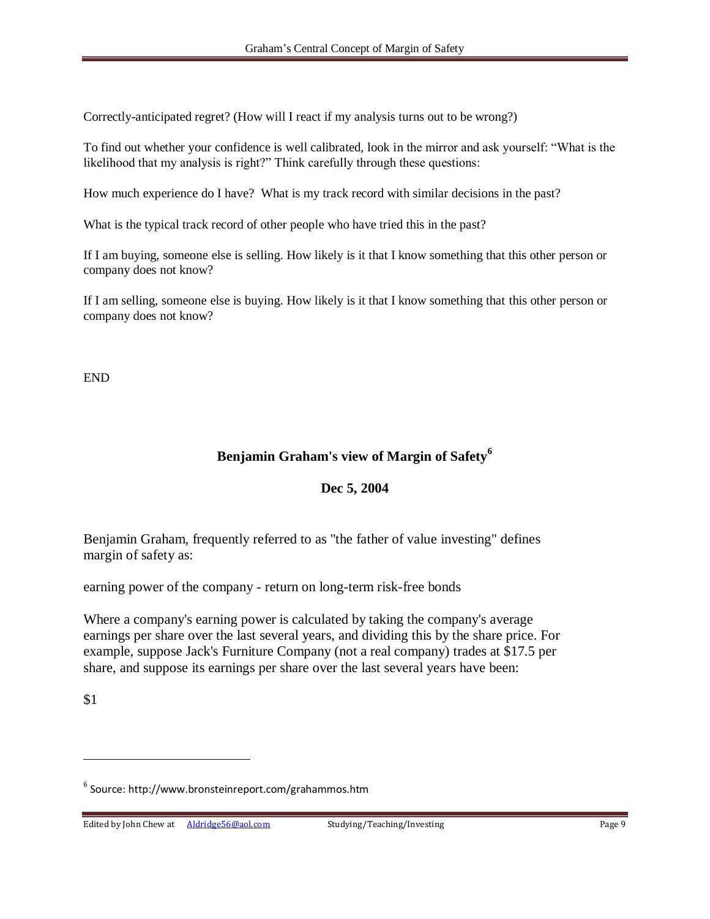Correctly-anticipated regret? (How will I react if my analysis turns out to be wrong?)

To find out whether your confidence is well calibrated, look in the mirror and ask yourself: "What is the likelihood that my analysis is right?" Think carefully through these questions:

How much experience do I have? What is my track record with similar decisions in the past?

What is the typical track record of other people who have tried this in the past?

If I am buying, someone else is selling. How likely is it that I know something that this other person or company does not know?

If I am selling, someone else is buying. How likely is it that I know something that this other person or company does not know?

END

## Benjamin Graham's view of Margin of Safety[6]

**Dec 5, 2004**

Benjamin Graham, frequently referred to as "the father of value investing" defines margin of safety as:

earning power of the company - return on long-term risk-free bonds

Where a company's earning power is calculated by taking the company's average earnings per share over the last several years, and dividing this by the share price. For example, suppose Jack's Furniture Company (not a real company) trades at $17.5 per share, and suppose its earnings per share over the last several years have been:

$1

[6] Source: http://www.bronsteinreport.com/grahammos.htm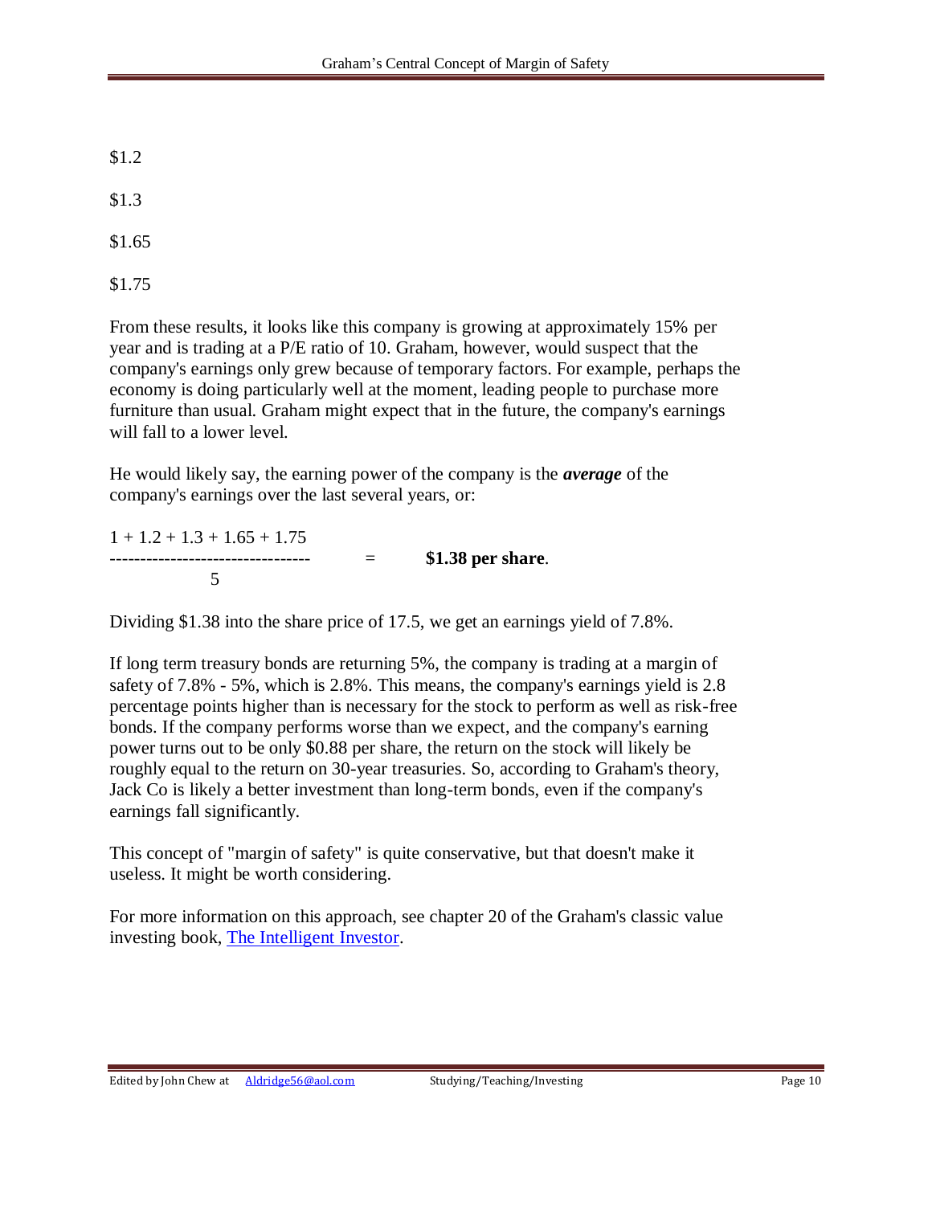$1.2

$1.3

$1.65

$1.75

From these results, it looks like this company is growing at approximately 15% per year and is trading at a P/E ratio of 10. Graham, however, would suspect that the company's earnings only grew because of temporary factors. For example, perhaps the economy is doing particularly well at the moment, leading people to purchase more furniture than usual. Graham might expect that in the future, the company's earnings will fall to a lower level.

He would likely say, the earning power of the company is the ***average*** of the company's earnings over the last several years, or:

$$\frac{1 + 1.2 + 1.3 + 1.65 + 1.75}{5} = \textbf{\$1.38 per share}.$$

Dividing $1.38 into the share price of 17.5, we get an earnings yield of 7.8%.

If long term treasury bonds are returning 5%, the company is trading at a margin of safety of 7.8% - 5%, which is 2.8%. This means, the company's earnings yield is 2.8 percentage points higher than is necessary for the stock to perform as well as risk-free bonds. If the company performs worse than we expect, and the company's earning power turns out to be only $0.88 per share, the return on the stock will likely be roughly equal to the return on 30-year treasuries. So, according to Graham's theory, Jack Co is likely a better investment than long-term bonds, even if the company's earnings fall significantly.

This concept of "margin of safety" is quite conservative, but that doesn't make it useless. It might be worth considering.

For more information on this approach, see chapter 20 of the Graham's classic value investing book, [The Intelligent Investor](The Intelligent Investor).